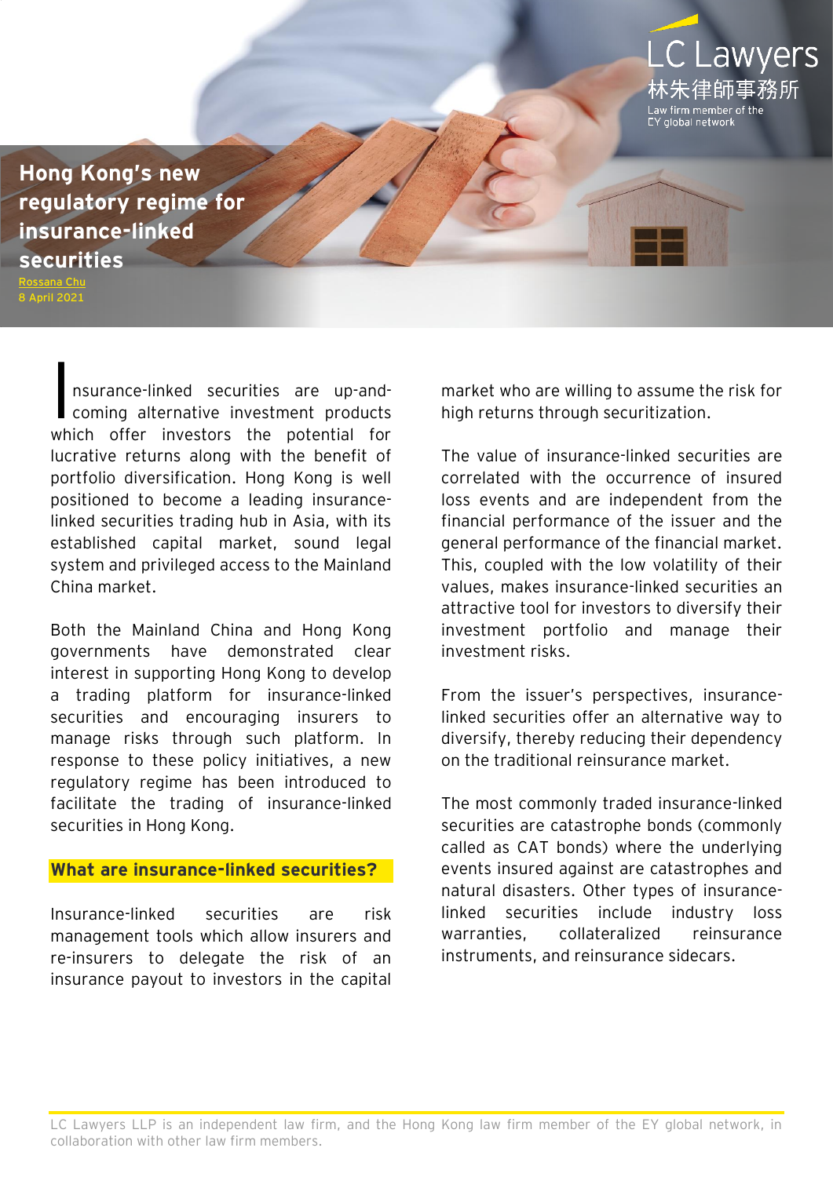LC Lawyers
林朱律師事務所
Law firm member of the EY global network

# Hong Kong's new regulatory regime for insurance-linked securities

Rossana Chu
8 April 2021

Insurance-linked securities are up-and-coming alternative investment products which offer investors the potential for lucrative returns along with the benefit of portfolio diversification. Hong Kong is well positioned to become a leading insurance-linked securities trading hub in Asia, with its established capital market, sound legal system and privileged access to the Mainland China market.

Both the Mainland China and Hong Kong governments have demonstrated clear interest in supporting Hong Kong to develop a trading platform for insurance-linked securities and encouraging insurers to manage risks through such platform. In response to these policy initiatives, a new regulatory regime has been introduced to facilitate the trading of insurance-linked securities in Hong Kong.

## What are insurance-linked securities?

Insurance-linked securities are risk management tools which allow insurers and re-insurers to delegate the risk of an insurance payout to investors in the capital market who are willing to assume the risk for high returns through securitization.

The value of insurance-linked securities are correlated with the occurrence of insured loss events and are independent from the financial performance of the issuer and the general performance of the financial market. This, coupled with the low volatility of their values, makes insurance-linked securities an attractive tool for investors to diversify their investment portfolio and manage their investment risks.

From the issuer's perspectives, insurance-linked securities offer an alternative way to diversify, thereby reducing their dependency on the traditional reinsurance market.

The most commonly traded insurance-linked securities are catastrophe bonds (commonly called as CAT bonds) where the underlying events insured against are catastrophes and natural disasters. Other types of insurance-linked securities include industry loss warranties, collateralized reinsurance instruments, and reinsurance sidecars.

LC Lawyers LLP is an independent law firm, and the Hong Kong law firm member of the EY global network, in collaboration with other law firm members.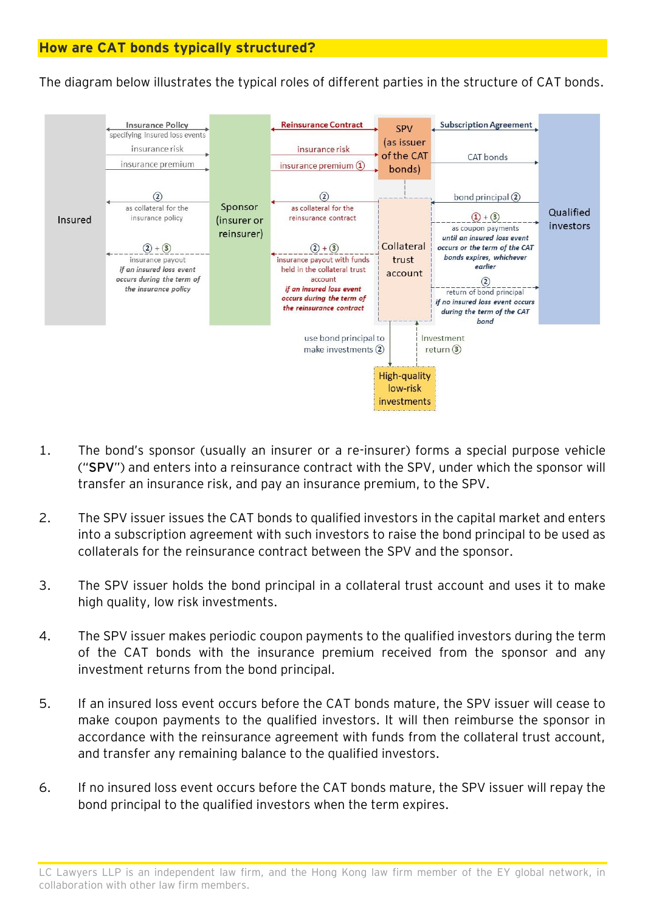## How are CAT bonds typically structured?

The diagram below illustrates the typical roles of different parties in the structure of CAT bonds.

Insured

Insurance Policy specifying insured loss events

insurance risk

insurance premium

② as collateral for the insurance policy

② + ③ insurance payout *if an insured loss event occurs during the term of the insurance policy*

Sponsor (insurer or reinsurer)

Reinsurance Contract

insurance risk

insurance premium ①

② as collateral for the reinsurance contract

② + ③ insurance payout with funds held in the collateral trust account *if an insured loss event occurs during the term of the reinsurance contract*

SPV (as issuer of the CAT bonds)

Collateral trust account

Subscription Agreement

CAT bonds

bond principal ②

① + ③ as coupon payments *until an insured loss event occurs or the term of the CAT bonds expires, whichever earlier*

② return of bond principal *if no insured loss event occurs during the term of the CAT bond*

Qualified investors

use bond principal to make investments ②

Investment return ③

High-quality low-risk investments

1. The bond's sponsor (usually an insurer or a re-insurer) forms a special purpose vehicle ("**SPV**") and enters into a reinsurance contract with the SPV, under which the sponsor will transfer an insurance risk, and pay an insurance premium, to the SPV.

2. The SPV issuer issues the CAT bonds to qualified investors in the capital market and enters into a subscription agreement with such investors to raise the bond principal to be used as collaterals for the reinsurance contract between the SPV and the sponsor.

3. The SPV issuer holds the bond principal in a collateral trust account and uses it to make high quality, low risk investments.

4. The SPV issuer makes periodic coupon payments to the qualified investors during the term of the CAT bonds with the insurance premium received from the sponsor and any investment returns from the bond principal.

5. If an insured loss event occurs before the CAT bonds mature, the SPV issuer will cease to make coupon payments to the qualified investors. It will then reimburse the sponsor in accordance with the reinsurance agreement with funds from the collateral trust account, and transfer any remaining balance to the qualified investors.

6. If no insured loss event occurs before the CAT bonds mature, the SPV issuer will repay the bond principal to the qualified investors when the term expires.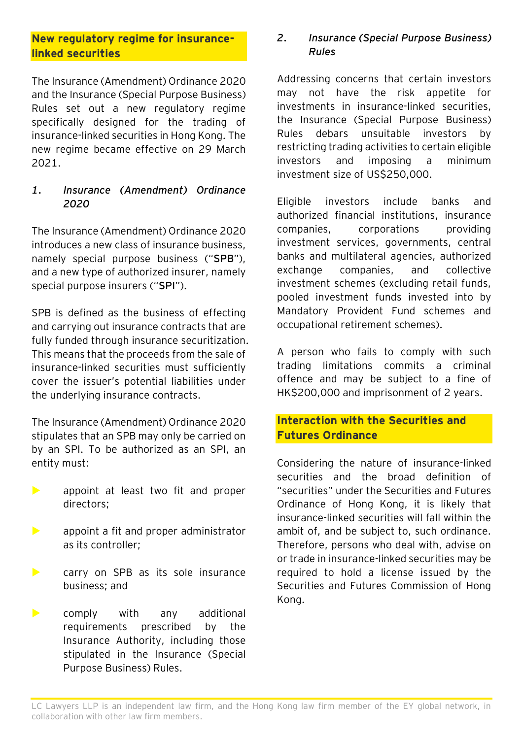## New regulatory regime for insurance-linked securities

The Insurance (Amendment) Ordinance 2020 and the Insurance (Special Purpose Business) Rules set out a new regulatory regime specifically designed for the trading of insurance-linked securities in Hong Kong. The new regime became effective on 29 March 2021.

### *1. Insurance (Amendment) Ordinance 2020*

The Insurance (Amendment) Ordinance 2020 introduces a new class of insurance business, namely special purpose business ("**SPB**"), and a new type of authorized insurer, namely special purpose insurers ("**SPI**").

SPB is defined as the business of effecting and carrying out insurance contracts that are fully funded through insurance securitization. This means that the proceeds from the sale of insurance-linked securities must sufficiently cover the issuer's potential liabilities under the underlying insurance contracts.

The Insurance (Amendment) Ordinance 2020 stipulates that an SPB may only be carried on by an SPI. To be authorized as an SPI, an entity must:

- appoint at least two fit and proper directors;
- appoint a fit and proper administrator as its controller;
- carry on SPB as its sole insurance business; and
- comply with any additional requirements prescribed by the Insurance Authority, including those stipulated in the Insurance (Special Purpose Business) Rules.

### *2. Insurance (Special Purpose Business) Rules*

Addressing concerns that certain investors may not have the risk appetite for investments in insurance-linked securities, the Insurance (Special Purpose Business) Rules debars unsuitable investors by restricting trading activities to certain eligible investors and imposing a minimum investment size of US$250,000.

Eligible investors include banks and authorized financial institutions, insurance companies, corporations providing investment services, governments, central banks and multilateral agencies, authorized exchange companies, and collective investment schemes (excluding retail funds, pooled investment funds invested into by Mandatory Provident Fund schemes and occupational retirement schemes).

A person who fails to comply with such trading limitations commits a criminal offence and may be subject to a fine of HK$200,000 and imprisonment of 2 years.

## Interaction with the Securities and Futures Ordinance

Considering the nature of insurance-linked securities and the broad definition of "securities" under the Securities and Futures Ordinance of Hong Kong, it is likely that insurance-linked securities will fall within the ambit of, and be subject to, such ordinance. Therefore, persons who deal with, advise on or trade in insurance-linked securities may be required to hold a license issued by the Securities and Futures Commission of Hong Kong.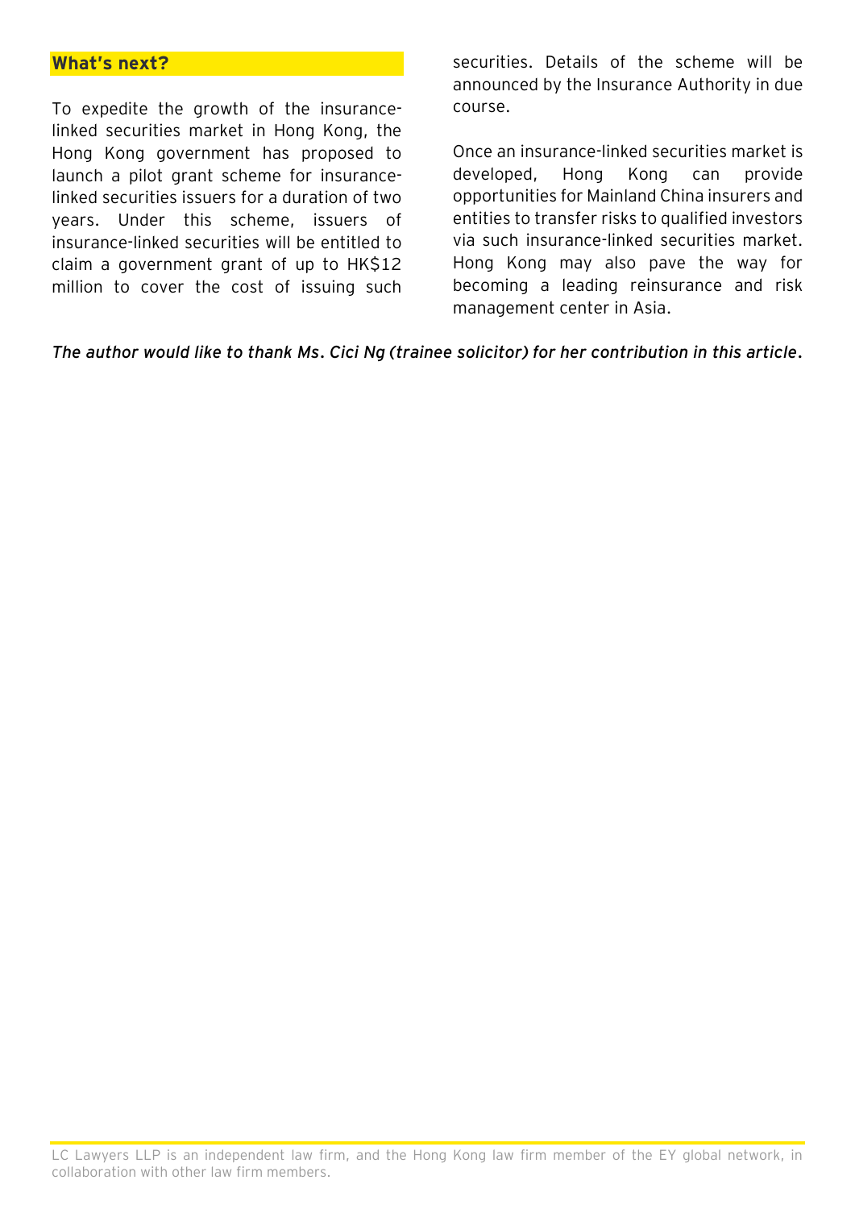## What's next?

To expedite the growth of the insurance-linked securities market in Hong Kong, the Hong Kong government has proposed to launch a pilot grant scheme for insurance-linked securities issuers for a duration of two years. Under this scheme, issuers of insurance-linked securities will be entitled to claim a government grant of up to HK$12 million to cover the cost of issuing such securities. Details of the scheme will be announced by the Insurance Authority in due course.

Once an insurance-linked securities market is developed, Hong Kong can provide opportunities for Mainland China insurers and entities to transfer risks to qualified investors via such insurance-linked securities market. Hong Kong may also pave the way for becoming a leading reinsurance and risk management center in Asia.

*The author would like to thank Ms. Cici Ng (trainee solicitor) for her contribution in this article.*

LC Lawyers LLP is an independent law firm, and the Hong Kong law firm member of the EY global network, in collaboration with other law firm members.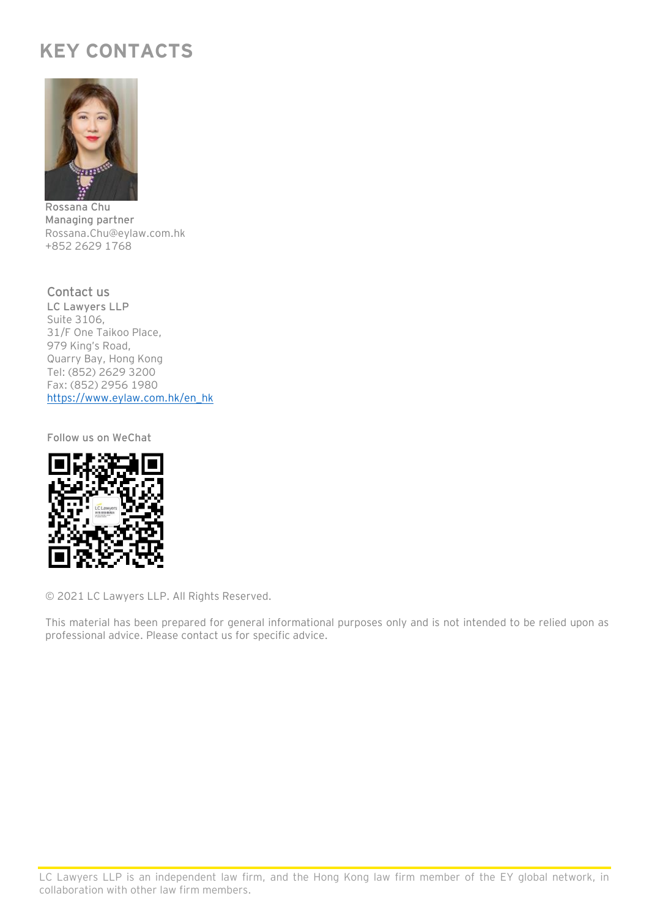# KEY CONTACTS

Rossana Chu
Managing partner
Rossana.Chu@eylaw.com.hk
+852 2629 1768

Contact us

LC Lawyers LLP
Suite 3106,
31/F One Taikoo Place,
979 King's Road,
Quarry Bay, Hong Kong
Tel: (852) 2629 3200
Fax: (852) 2956 1980
https://www.eylaw.com.hk/en_hk

Follow us on WeChat

© 2021 LC Lawyers LLP. All Rights Reserved.

This material has been prepared for general informational purposes only and is not intended to be relied upon as professional advice. Please contact us for specific advice.

LC Lawyers LLP is an independent law firm, and the Hong Kong law firm member of the EY global network, in collaboration with other law firm members.